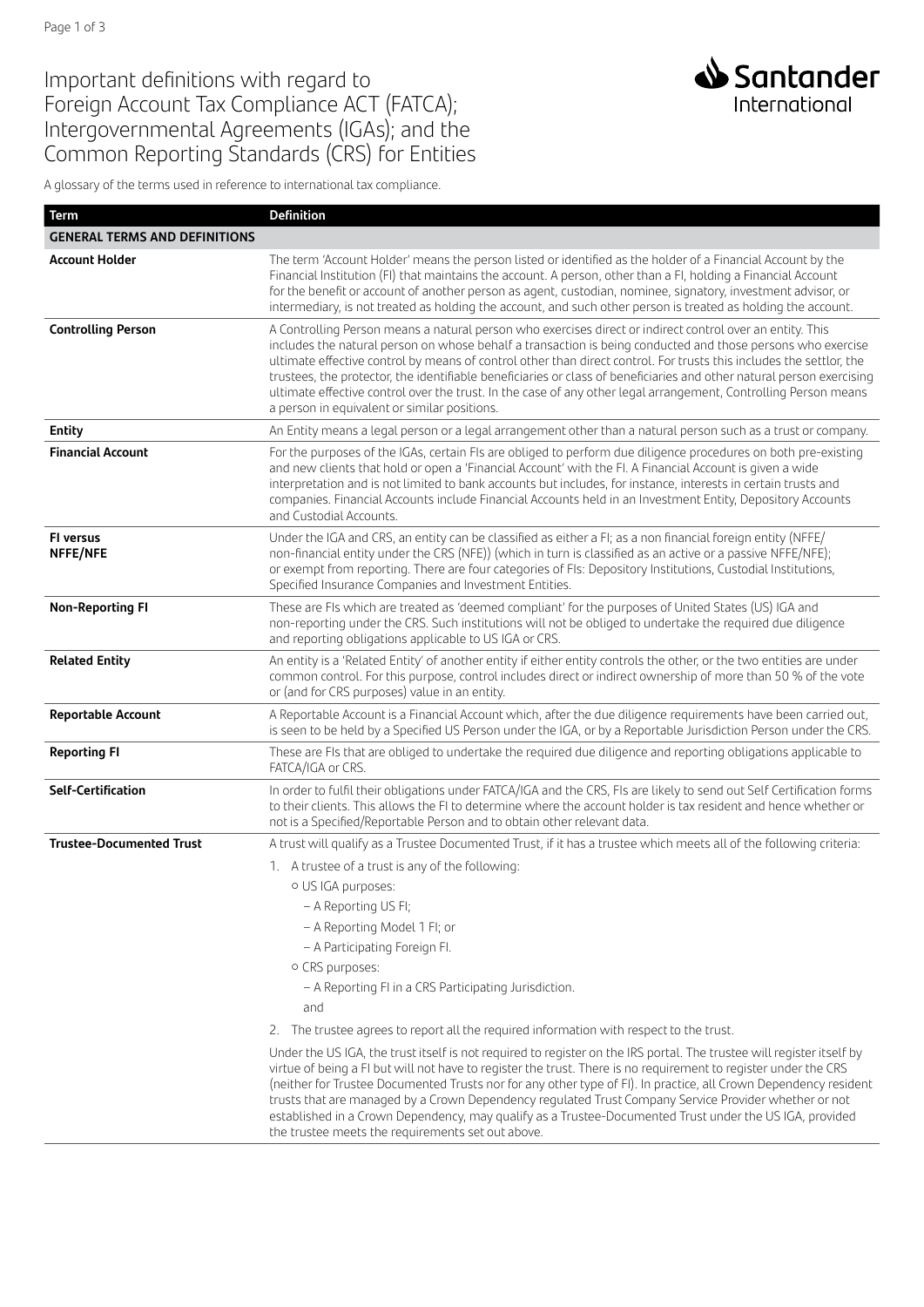# Important definitions with regard to Foreign Account Tax Compliance ACT (FATCA); Intergovernmental Agreements (IGAs); and the Common Reporting Standards (CRS) for Entities

Santander International

A glossary of the terms used in reference to international tax compliance.

| Term | Definition |
|---|---|
| **GENERAL TERMS AND DEFINITIONS** | |
| **Account Holder** | The term 'Account Holder' means the person listed or identified as the holder of a Financial Account by the Financial Institution (FI) that maintains the account. A person, other than a FI, holding a Financial Account for the benefit or account of another person as agent, custodian, nominee, signatory, investment advisor, or intermediary, is not treated as holding the account, and such other person is treated as holding the account. |
| **Controlling Person** | A Controlling Person means a natural person who exercises direct or indirect control over an entity. This includes the natural person on whose behalf a transaction is being conducted and those persons who exercise ultimate effective control by means of control other than direct control. For trusts this includes the settlor, the trustees, the protector, the identifiable beneficiaries or class of beneficiaries and other natural person exercising ultimate effective control over the trust. In the case of any other legal arrangement, Controlling Person means a person in equivalent or similar positions. |
| **Entity** | An Entity means a legal person or a legal arrangement other than a natural person such as a trust or company. |
| **Financial Account** | For the purposes of the IGAs, certain FIs are obliged to perform due diligence procedures on both pre-existing and new clients that hold or open a 'Financial Account' with the FI. A Financial Account is given a wide interpretation and is not limited to bank accounts but includes, for instance, interests in certain trusts and companies. Financial Accounts include Financial Accounts held in an Investment Entity, Depository Accounts and Custodial Accounts. |
| **FI versus NFFE/NFE** | Under the IGA and CRS, an entity can be classified as either a FI; as a non financial foreign entity (NFFE/ non-financial entity under the CRS (NFE)) (which in turn is classified as an active or a passive NFFE/NFE); or exempt from reporting. There are four categories of FIs: Depository Institutions, Custodial Institutions, Specified Insurance Companies and Investment Entities. |
| **Non-Reporting FI** | These are FIs which are treated as 'deemed compliant' for the purposes of United States (US) IGA and non-reporting under the CRS. Such institutions will not be obliged to undertake the required due diligence and reporting obligations applicable to US IGA or CRS. |
| **Related Entity** | An entity is a 'Related Entity' of another entity if either entity controls the other, or the two entities are under common control. For this purpose, control includes direct or indirect ownership of more than 50 % of the vote or (and for CRS purposes) value in an entity. |
| **Reportable Account** | A Reportable Account is a Financial Account which, after the due diligence requirements have been carried out, is seen to be held by a Specified US Person under the IGA, or by a Reportable Jurisdiction Person under the CRS. |
| **Reporting FI** | These are FIs that are obliged to undertake the required due diligence and reporting obligations applicable to FATCA/IGA or CRS. |
| **Self-Certification** | In order to fulfil their obligations under FATCA/IGA and the CRS, FIs are likely to send out Self Certification forms to their clients. This allows the FI to determine where the account holder is tax resident and hence whether or not is a Specified/Reportable Person and to obtain other relevant data. |
| **Trustee-Documented Trust** | A trust will qualify as a Trustee Documented Trust, if it has a trustee which meets all of the following criteria:<br>1. A trustee of a trust is any of the following:<br>○ US IGA purposes:<br>– A Reporting US FI;<br>– A Reporting Model 1 FI; or<br>– A Participating Foreign FI.<br>○ CRS purposes:<br>– A Reporting FI in a CRS Participating Jurisdiction.<br>and<br>2. The trustee agrees to report all the required information with respect to the trust.<br>Under the US IGA, the trust itself is not required to register on the IRS portal. The trustee will register itself by virtue of being a FI but will not have to register the trust. There is no requirement to register under the CRS (neither for Trustee Documented Trusts nor for any other type of FI). In practice, all Crown Dependency resident trusts that are managed by a Crown Dependency regulated Trust Company Service Provider whether or not established in a Crown Dependency, may qualify as a Trustee-Documented Trust under the US IGA, provided the trustee meets the requirements set out above. |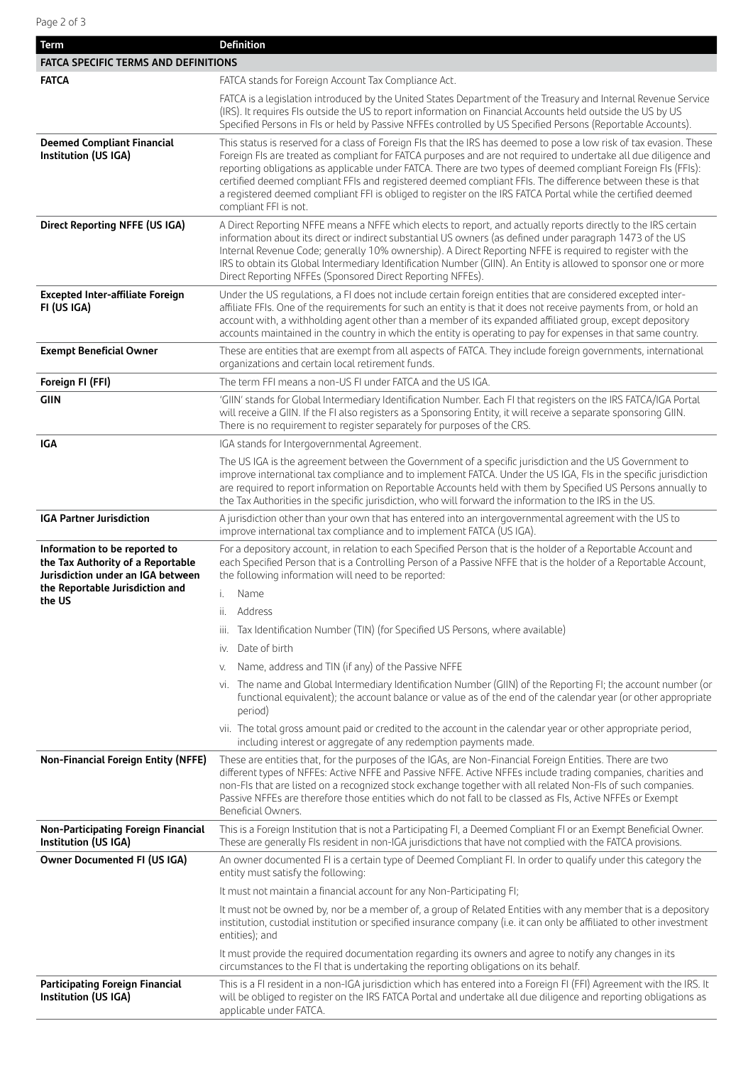| Term | Definition |
|---|---|
| **FATCA SPECIFIC TERMS AND DEFINITIONS** | |
| **FATCA** | FATCA stands for Foreign Account Tax Compliance Act.<br><br>FATCA is a legislation introduced by the United States Department of the Treasury and Internal Revenue Service (IRS). It requires FIs outside the US to report information on Financial Accounts held outside the US by US Specified Persons in FIs or held by Passive NFFEs controlled by US Specified Persons (Reportable Accounts). |
| **Deemed Compliant Financial Institution (US IGA)** | This status is reserved for a class of Foreign FIs that the IRS has deemed to pose a low risk of tax evasion. These Foreign FIs are treated as compliant for FATCA purposes and are not required to undertake all due diligence and reporting obligations as applicable under FATCA. There are two types of deemed compliant Foreign FIs (FFIs): certified deemed compliant FFIs and registered deemed compliant FFIs. The difference between these is that a registered deemed compliant FFI is obliged to register on the IRS FATCA Portal while the certified deemed compliant FFI is not. |
| **Direct Reporting NFFE (US IGA)** | A Direct Reporting NFFE means a NFFE which elects to report, and actually reports directly to the IRS certain information about its direct or indirect substantial US owners (as defined under paragraph 1473 of the US Internal Revenue Code; generally 10% ownership). A Direct Reporting NFFE is required to register with the IRS to obtain its Global Intermediary Identification Number (GIIN). An Entity is allowed to sponsor one or more Direct Reporting NFFEs (Sponsored Direct Reporting NFFEs). |
| **Excepted Inter-affiliate Foreign FI (US IGA)** | Under the US regulations, a FI does not include certain foreign entities that are considered excepted inter-affiliate FFIs. One of the requirements for such an entity is that it does not receive payments from, or hold an account with, a withholding agent other than a member of its expanded affiliated group, except depository accounts maintained in the country in which the entity is operating to pay for expenses in that same country. |
| **Exempt Beneficial Owner** | These are entities that are exempt from all aspects of FATCA. They include foreign governments, international organizations and certain local retirement funds. |
| **Foreign FI (FFI)** | The term FFI means a non-US FI under FATCA and the US IGA. |
| **GIIN** | 'GIIN' stands for Global Intermediary Identification Number. Each FI that registers on the IRS FATCA/IGA Portal will receive a GIIN. If the FI also registers as a Sponsoring Entity, it will receive a separate sponsoring GIIN. There is no requirement to register separately for purposes of the CRS. |
| **IGA** | IGA stands for Intergovernmental Agreement.<br><br>The US IGA is the agreement between the Government of a specific jurisdiction and the US Government to improve international tax compliance and to implement FATCA. Under the US IGA, FIs in the specific jurisdiction are required to report information on Reportable Accounts held with them by Specified US Persons annually to the Tax Authorities in the specific jurisdiction, who will forward the information to the IRS in the US. |
| **IGA Partner Jurisdiction** | A jurisdiction other than your own that has entered into an intergovernmental agreement with the US to improve international tax compliance and to implement FATCA (US IGA). |
| **Information to be reported to the Tax Authority of a Reportable Jurisdiction under an IGA between the Reportable Jurisdiction and the US** | For a depository account, in relation to each Specified Person that is the holder of a Reportable Account and each Specified Person that is a Controlling Person of a Passive NFFE that is the holder of a Reportable Account, the following information will need to be reported:<br>i. Name<br>ii. Address<br>iii. Tax Identification Number (TIN) (for Specified US Persons, where available)<br>iv. Date of birth<br>v. Name, address and TIN (if any) of the Passive NFFE<br>vi. The name and Global Intermediary Identification Number (GIIN) of the Reporting FI; the account number (or functional equivalent); the account balance or value as of the end of the calendar year (or other appropriate period)<br>vii. The total gross amount paid or credited to the account in the calendar year or other appropriate period, including interest or aggregate of any redemption payments made. |
| **Non-Financial Foreign Entity (NFFE)** | These are entities that, for the purposes of the IGAs, are Non-Financial Foreign Entities. There are two different types of NFFEs: Active NFFE and Passive NFFE. Active NFFEs include trading companies, charities and non-FIs that are listed on a recognized stock exchange together with all related Non-FIs of such companies. Passive NFFEs are therefore those entities which do not fall to be classed as FIs, Active NFFEs or Exempt Beneficial Owners. |
| **Non-Participating Foreign Financial Institution (US IGA)** | This is a Foreign Institution that is not a Participating FI, a Deemed Compliant FI or an Exempt Beneficial Owner. These are generally FIs resident in non-IGA jurisdictions that have not complied with the FATCA provisions. |
| **Owner Documented FI (US IGA)** | An owner documented FI is a certain type of Deemed Compliant FI. In order to qualify under this category the entity must satisfy the following:<br><br>It must not maintain a financial account for any Non-Participating FI;<br><br>It must not be owned by, nor be a member of, a group of Related Entities with any member that is a depository institution, custodial institution or specified insurance company (i.e. it can only be affiliated to other investment entities); and<br><br>It must provide the required documentation regarding its owners and agree to notify any changes in its circumstances to the FI that is undertaking the reporting obligations on its behalf. |
| **Participating Foreign Financial Institution (US IGA)** | This is a FI resident in a non-IGA jurisdiction which has entered into a Foreign FI (FFI) Agreement with the IRS. It will be obliged to register on the IRS FATCA Portal and undertake all due diligence and reporting obligations as applicable under FATCA. |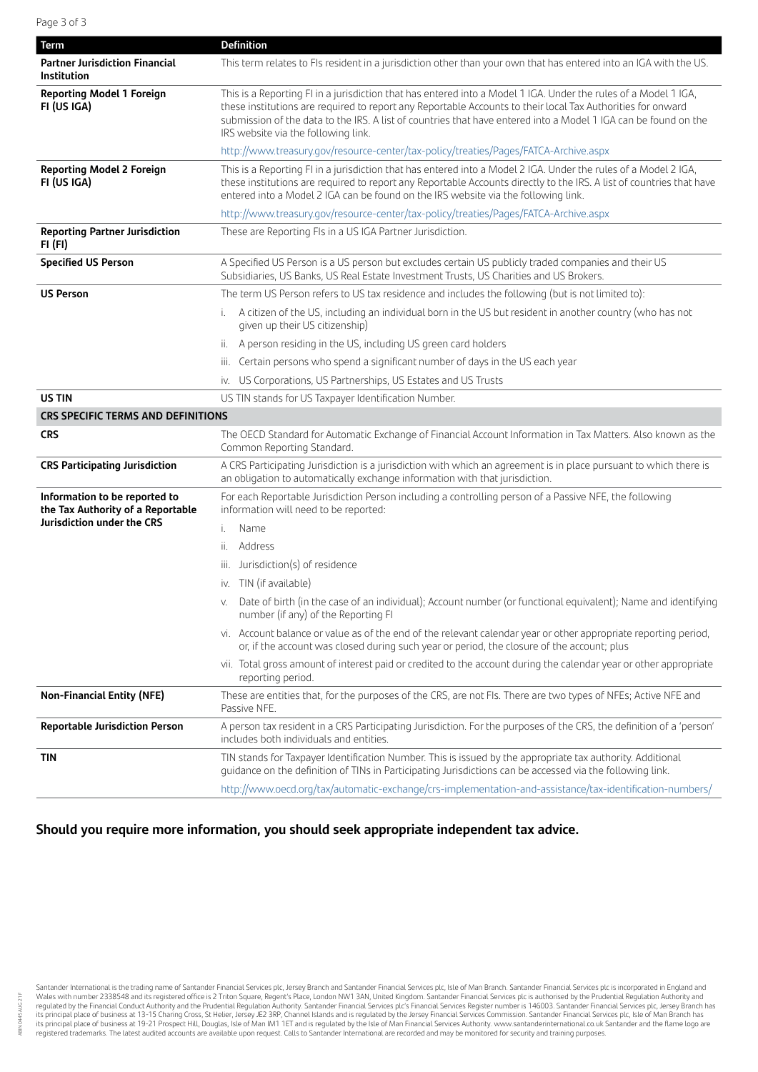| Term | Definition |
|---|---|
| **Partner Jurisdiction Financial Institution** | This term relates to FIs resident in a jurisdiction other than your own that has entered into an IGA with the US. |
| **Reporting Model 1 Foreign FI (US IGA)** | This is a Reporting FI in a jurisdiction that has entered into a Model 1 IGA. Under the rules of a Model 1 IGA, these institutions are required to report any Reportable Accounts to their local Tax Authorities for onward submission of the data to the IRS. A list of countries that have entered into a Model 1 IGA can be found on the IRS website via the following link.<br>http://www.treasury.gov/resource-center/tax-policy/treaties/Pages/FATCA-Archive.aspx |
| **Reporting Model 2 Foreign FI (US IGA)** | This is a Reporting FI in a jurisdiction that has entered into a Model 2 IGA. Under the rules of a Model 2 IGA, these institutions are required to report any Reportable Accounts directly to the IRS. A list of countries that have entered into a Model 2 IGA can be found on the IRS website via the following link.<br>http://www.treasury.gov/resource-center/tax-policy/treaties/Pages/FATCA-Archive.aspx |
| **Reporting Partner Jurisdiction FI (FI)** | These are Reporting FIs in a US IGA Partner Jurisdiction. |
| **Specified US Person** | A Specified US Person is a US person but excludes certain US publicly traded companies and their US Subsidiaries, US Banks, US Real Estate Investment Trusts, US Charities and US Brokers. |
| **US Person** | The term US Person refers to US tax residence and includes the following (but is not limited to):<br>i. A citizen of the US, including an individual born in the US but resident in another country (who has not given up their US citizenship)<br>ii. A person residing in the US, including US green card holders<br>iii. Certain persons who spend a significant number of days in the US each year<br>iv. US Corporations, US Partnerships, US Estates and US Trusts |
| **US TIN** | US TIN stands for US Taxpayer Identification Number. |
| **CRS SPECIFIC TERMS AND DEFINITIONS** | |
| **CRS** | The OECD Standard for Automatic Exchange of Financial Account Information in Tax Matters. Also known as the Common Reporting Standard. |
| **CRS Participating Jurisdiction** | A CRS Participating Jurisdiction is a jurisdiction with which an agreement is in place pursuant to which there is an obligation to automatically exchange information with that jurisdiction. |
| **Information to be reported to the Tax Authority of a Reportable Jurisdiction under the CRS** | For each Reportable Jurisdiction Person including a controlling person of a Passive NFE, the following information will need to be reported:<br>i. Name<br>ii. Address<br>iii. Jurisdiction(s) of residence<br>iv. TIN (if available)<br>v. Date of birth (in the case of an individual); Account number (or functional equivalent); Name and identifying number (if any) of the Reporting FI<br>vi. Account balance or value as of the end of the relevant calendar year or other appropriate reporting period, or, if the account was closed during such year or period, the closure of the account; plus<br>vii. Total gross amount of interest paid or credited to the account during the calendar year or other appropriate reporting period. |
| **Non-Financial Entity (NFE)** | These are entities that, for the purposes of the CRS, are not FIs. There are two types of NFEs; Active NFE and Passive NFE. |
| **Reportable Jurisdiction Person** | A person tax resident in a CRS Participating Jurisdiction. For the purposes of the CRS, the definition of a 'person' includes both individuals and entities. |
| **TIN** | TIN stands for Taxpayer Identification Number. This is issued by the appropriate tax authority. Additional guidance on the definition of TINs in Participating Jurisdictions can be accessed via the following link.<br>http://www.oecd.org/tax/automatic-exchange/crs-implementation-and-assistance/tax-identification-numbers/ |

**Should you require more information, you should seek appropriate independent tax advice.**

Santander International is the trading name of Santander Financial Services plc, Jersey Branch and Santander Financial Services plc, Isle of Man Branch. Santander Financial Services plc is incorporated in England and Wales with number 2338548 and its registered office is 2 Triton Square, Regent's Place, London NW1 3AN, United Kingdom. Santander Financial Services plc is authorised by the Prudential Regulation Authority and regulated by the Financial Conduct Authority and the Prudential Regulation Authority. Santander Financial Services plc's Financial Services Register number is 146003. Santander Financial Services plc, Jersey Branch has its principal place of business at 13-15 Charing Cross, St Helier, Jersey JE2 3RP, Channel Islands and is regulated by the Jersey Financial Services Commission. Santander Financial Services plc, Isle of Man Branch has its principal place of business at 19-21 Prospect Hill, Douglas, Isle of Man IM1 1ET and is regulated by the Isle of Man Financial Services Authority. www.santanderinternational.co.uk Santander and the flame logo are registered trademarks. The latest audited accounts are available upon request. Calls to Santander International are recorded and may be monitored for security and training purposes.

ABN0445AUG21F